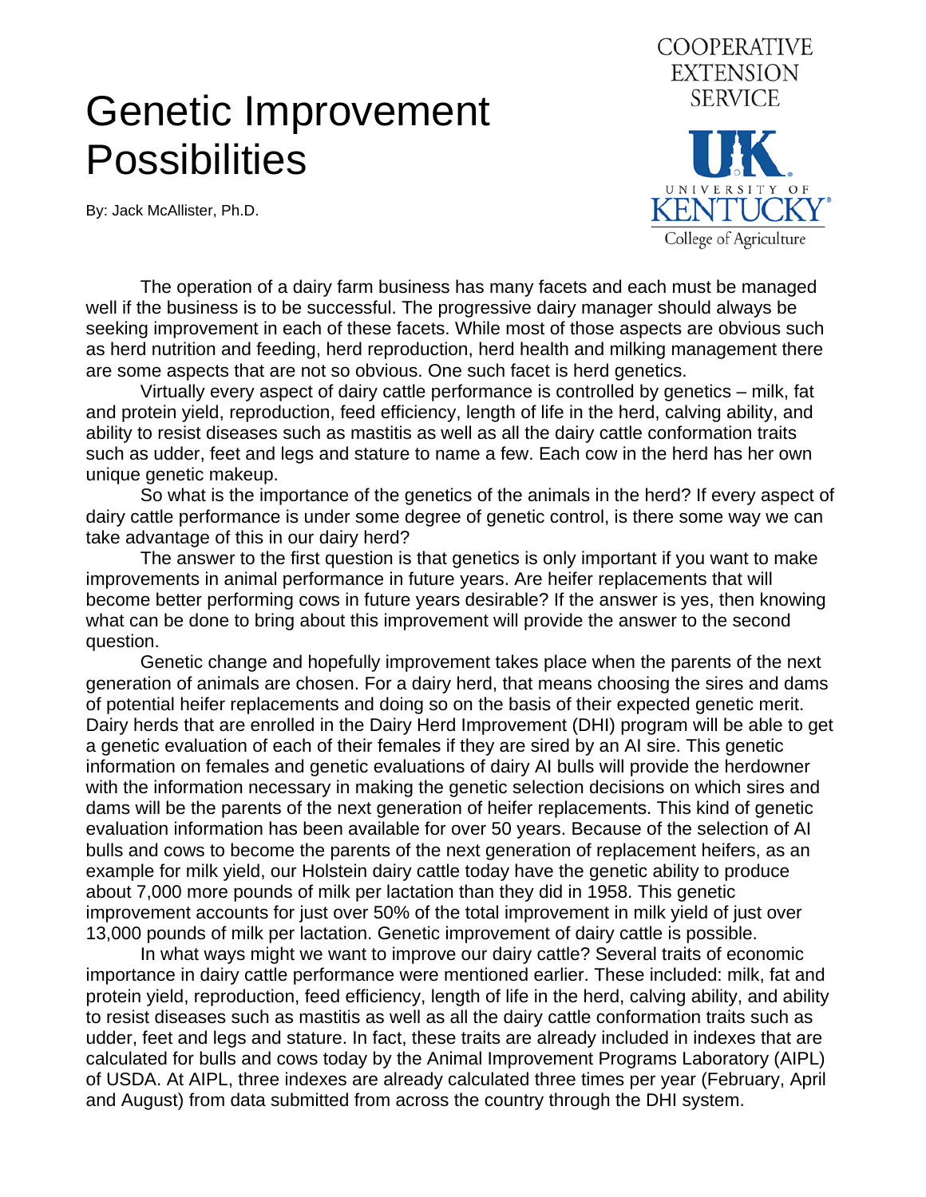# Genetic Improvement Possibilities

By: Jack McAllister, Ph.D.

COOPERATIVE EXTENSION SERVICE

UNIVERSITY OF KENTUCKY College of Agriculture

The operation of a dairy farm business has many facets and each must be managed well if the business is to be successful. The progressive dairy manager should always be seeking improvement in each of these facets. While most of those aspects are obvious such as herd nutrition and feeding, herd reproduction, herd health and milking management there are some aspects that are not so obvious. One such facet is herd genetics.

Virtually every aspect of dairy cattle performance is controlled by genetics – milk, fat and protein yield, reproduction, feed efficiency, length of life in the herd, calving ability, and ability to resist diseases such as mastitis as well as all the dairy cattle conformation traits such as udder, feet and legs and stature to name a few. Each cow in the herd has her own unique genetic makeup.

So what is the importance of the genetics of the animals in the herd? If every aspect of dairy cattle performance is under some degree of genetic control, is there some way we can take advantage of this in our dairy herd?

The answer to the first question is that genetics is only important if you want to make improvements in animal performance in future years. Are heifer replacements that will become better performing cows in future years desirable? If the answer is yes, then knowing what can be done to bring about this improvement will provide the answer to the second question.

Genetic change and hopefully improvement takes place when the parents of the next generation of animals are chosen. For a dairy herd, that means choosing the sires and dams of potential heifer replacements and doing so on the basis of their expected genetic merit. Dairy herds that are enrolled in the Dairy Herd Improvement (DHI) program will be able to get a genetic evaluation of each of their females if they are sired by an AI sire. This genetic information on females and genetic evaluations of dairy AI bulls will provide the herdowner with the information necessary in making the genetic selection decisions on which sires and dams will be the parents of the next generation of heifer replacements. This kind of genetic evaluation information has been available for over 50 years. Because of the selection of AI bulls and cows to become the parents of the next generation of replacement heifers, as an example for milk yield, our Holstein dairy cattle today have the genetic ability to produce about 7,000 more pounds of milk per lactation than they did in 1958. This genetic improvement accounts for just over 50% of the total improvement in milk yield of just over 13,000 pounds of milk per lactation. Genetic improvement of dairy cattle is possible.

In what ways might we want to improve our dairy cattle? Several traits of economic importance in dairy cattle performance were mentioned earlier. These included: milk, fat and protein yield, reproduction, feed efficiency, length of life in the herd, calving ability, and ability to resist diseases such as mastitis as well as all the dairy cattle conformation traits such as udder, feet and legs and stature. In fact, these traits are already included in indexes that are calculated for bulls and cows today by the Animal Improvement Programs Laboratory (AIPL) of USDA. At AIPL, three indexes are already calculated three times per year (February, April and August) from data submitted from across the country through the DHI system.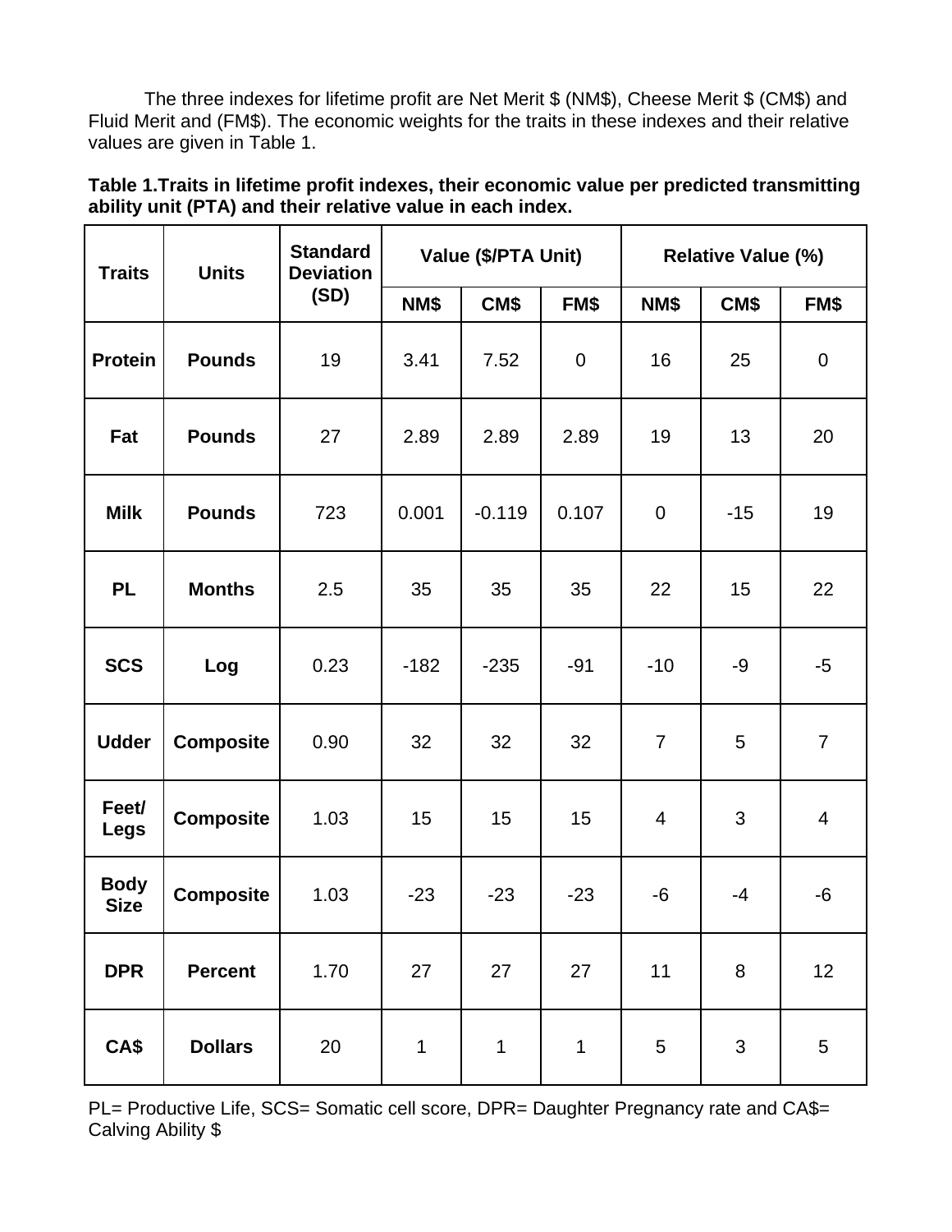The three indexes for lifetime profit are Net Merit $ (NM$), Cheese Merit $ (CM$) and Fluid Merit and (FM$). The economic weights for the traits in these indexes and their relative values are given in Table 1.

**Table 1.Traits in lifetime profit indexes, their economic value per predicted transmitting ability unit (PTA) and their relative value in each index.**

| Traits | Units | Standard Deviation (SD) | Value ($/PTA Unit) | | | Relative Value (%) | | |
|---|---|---|---|---|---|---|---|---|
| | | | NM$ | CM$ | FM$ | NM$ | CM$ | FM$ |
| **Protein** | **Pounds** | 19 | 3.41 | 7.52 | 0 | 16 | 25 | 0 |
| **Fat** | **Pounds** | 27 | 2.89 | 2.89 | 2.89 | 19 | 13 | 20 |
| **Milk** | **Pounds** | 723 | 0.001 | -0.119 | 0.107 | 0 | -15 | 19 |
| **PL** | **Months** | 2.5 | 35 | 35 | 35 | 22 | 15 | 22 |
| **SCS** | **Log** | 0.23 | -182 | -235 | -91 | -10 | -9 | -5 |
| **Udder** | **Composite** | 0.90 | 32 | 32 | 32 | 7 | 5 | 7 |
| **Feet/ Legs** | **Composite** | 1.03 | 15 | 15 | 15 | 4 | 3 | 4 |
| **Body Size** | **Composite** | 1.03 | -23 | -23 | -23 | -6 | -4 | -6 |
| **DPR** | **Percent** | 1.70 | 27 | 27 | 27 | 11 | 8 | 12 |
| **CA$** | **Dollars** | 20 | 1 | 1 | 1 | 5 | 3 | 5 |

PL= Productive Life, SCS= Somatic cell score, DPR= Daughter Pregnancy rate and CA$= Calving Ability $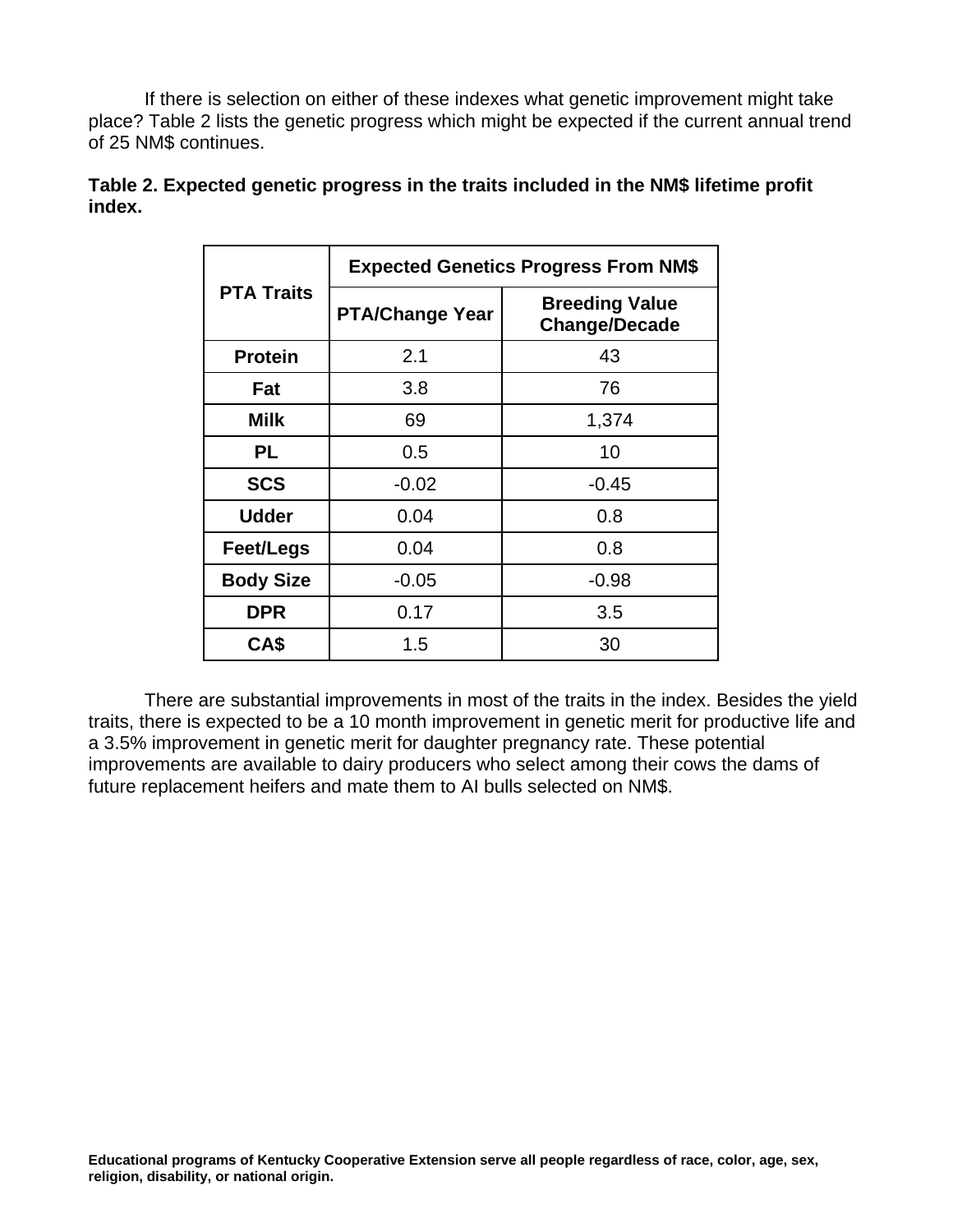If there is selection on either of these indexes what genetic improvement might take place? Table 2 lists the genetic progress which might be expected if the current annual trend of 25 NM$ continues.

**Table 2. Expected genetic progress in the traits included in the NM$ lifetime profit index.**

| PTA Traits | Expected Genetics Progress From NM$ | |
|---|---|---|
| | PTA/Change Year | Breeding Value Change/Decade |
| **Protein** | 2.1 | 43 |
| **Fat** | 3.8 | 76 |
| **Milk** | 69 | 1,374 |
| **PL** | 0.5 | 10 |
| **SCS** | -0.02 | -0.45 |
| **Udder** | 0.04 | 0.8 |
| **Feet/Legs** | 0.04 | 0.8 |
| **Body Size** | -0.05 | -0.98 |
| **DPR** | 0.17 | 3.5 |
| **CA$** | 1.5 | 30 |

There are substantial improvements in most of the traits in the index. Besides the yield traits, there is expected to be a 10 month improvement in genetic merit for productive life and a 3.5% improvement in genetic merit for daughter pregnancy rate. These potential improvements are available to dairy producers who select among their cows the dams of future replacement heifers and mate them to AI bulls selected on NM$.

**Educational programs of Kentucky Cooperative Extension serve all people regardless of race, color, age, sex, religion, disability, or national origin.**